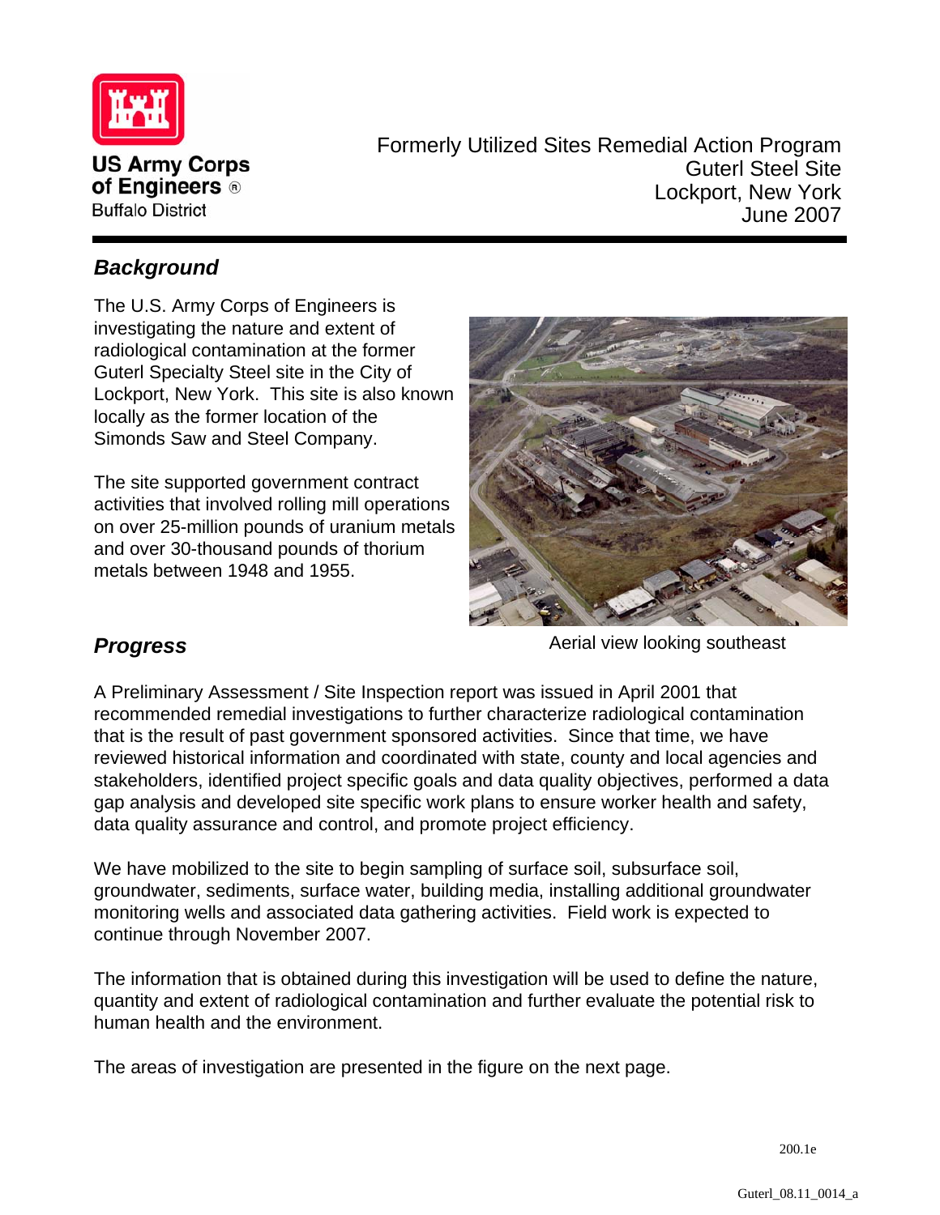US Army Corps of Engineers®
Buffalo District

Formerly Utilized Sites Remedial Action Program
Guterl Steel Site
Lockport, New York
June 2007

## *Background*

The U.S. Army Corps of Engineers is investigating the nature and extent of radiological contamination at the former Guterl Specialty Steel site in the City of Lockport, New York. This site is also known locally as the former location of the Simonds Saw and Steel Company.

The site supported government contract activities that involved rolling mill operations on over 25-million pounds of uranium metals and over 30-thousand pounds of thorium metals between 1948 and 1955.

Aerial view looking southeast

## *Progress*

A Preliminary Assessment / Site Inspection report was issued in April 2001 that recommended remedial investigations to further characterize radiological contamination that is the result of past government sponsored activities. Since that time, we have reviewed historical information and coordinated with state, county and local agencies and stakeholders, identified project specific goals and data quality objectives, performed a data gap analysis and developed site specific work plans to ensure worker health and safety, data quality assurance and control, and promote project efficiency.

We have mobilized to the site to begin sampling of surface soil, subsurface soil, groundwater, sediments, surface water, building media, installing additional groundwater monitoring wells and associated data gathering activities. Field work is expected to continue through November 2007.

The information that is obtained during this investigation will be used to define the nature, quantity and extent of radiological contamination and further evaluate the potential risk to human health and the environment.

The areas of investigation are presented in the figure on the next page.

200.1e

Guterl_08.11_0014_a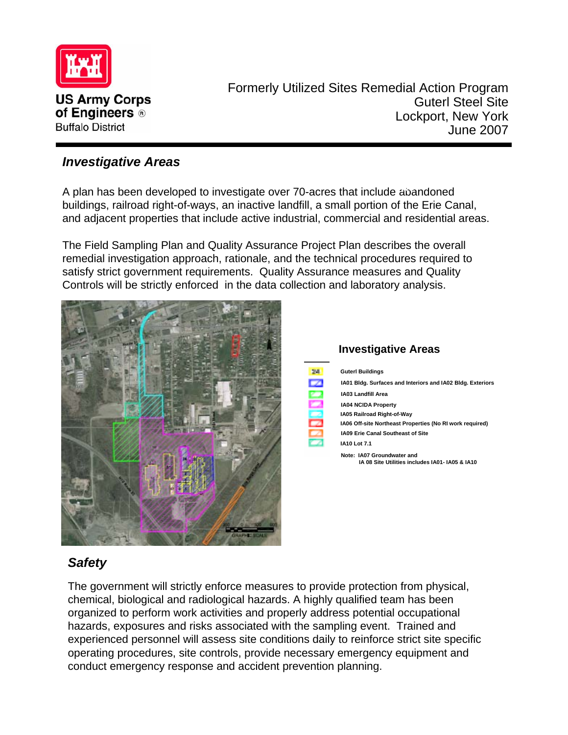Formerly Utilized Sites Remedial Action Program
Guterl Steel Site
Lockport, New York
June 2007

## *Investigative Areas*

A plan has been developed to investigate over 70-acres that include abandoned buildings, railroad right-of-ways, an inactive landfill, a small portion of the Erie Canal, and adjacent properties that include active industrial, commercial and residential areas.

The Field Sampling Plan and Quality Assurance Project Plan describes the overall remedial investigation approach, rationale, and the technical procedures required to satisfy strict government requirements. Quality Assurance measures and Quality Controls will be strictly enforced in the data collection and laboratory analysis.

### Investigative Areas

- Guterl Buildings
- IA01 Bldg. Surfaces and Interiors and IA02 Bldg. Exteriors
- IA03 Landfill Area
- IA04 NCIDA Property
- IA05 Railroad Right-of-Way
- IA06 Off-site Northeast Properties (No RI work required)
- IA09 Erie Canal Southeast of Site
- IA10 Lot 7.1

Note: IA07 Groundwater and IA 08 Site Utilities includes IA01- IA05 & IA10

## *Safety*

The government will strictly enforce measures to provide protection from physical, chemical, biological and radiological hazards. A highly qualified team has been organized to perform work activities and properly address potential occupational hazards, exposures and risks associated with the sampling event. Trained and experienced personnel will assess site conditions daily to reinforce strict site specific operating procedures, site controls, provide necessary emergency equipment and conduct emergency response and accident prevention planning.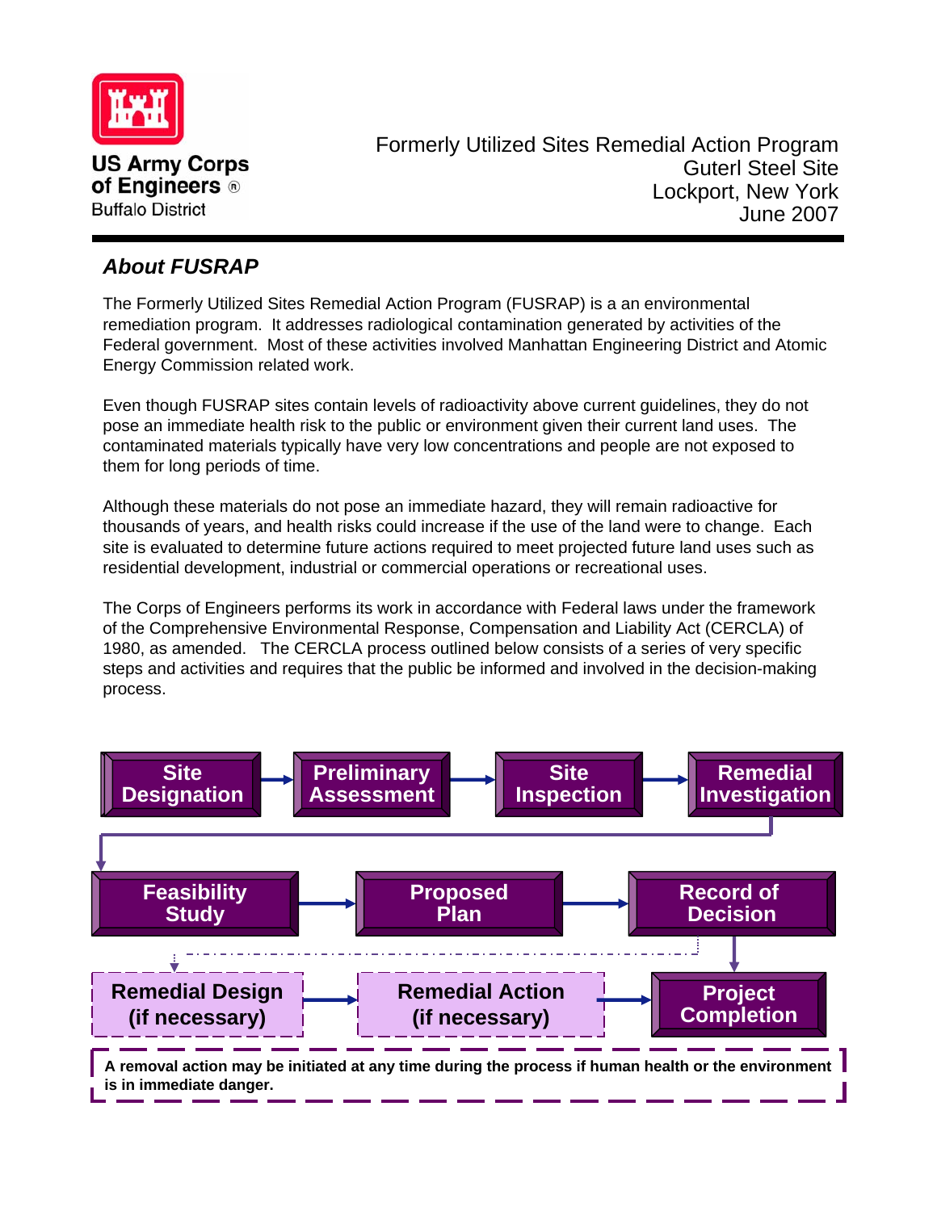![US Army Corps of Engineers Buffalo District logo]

US Army Corps of Engineers
Buffalo District

Formerly Utilized Sites Remedial Action Program
Guterl Steel Site
Lockport, New York
June 2007

## *About FUSRAP*

The Formerly Utilized Sites Remedial Action Program (FUSRAP) is a an environmental remediation program. It addresses radiological contamination generated by activities of the Federal government. Most of these activities involved Manhattan Engineering District and Atomic Energy Commission related work.

Even though FUSRAP sites contain levels of radioactivity above current guidelines, they do not pose an immediate health risk to the public or environment given their current land uses. The contaminated materials typically have very low concentrations and people are not exposed to them for long periods of time.

Although these materials do not pose an immediate hazard, they will remain radioactive for thousands of years, and health risks could increase if the use of the land were to change. Each site is evaluated to determine future actions required to meet projected future land uses such as residential development, industrial or commercial operations or recreational uses.

The Corps of Engineers performs its work in accordance with Federal laws under the framework of the Comprehensive Environmental Response, Compensation and Liability Act (CERCLA) of 1980, as amended. The CERCLA process outlined below consists of a series of very specific steps and activities and requires that the public be informed and involved in the decision-making process.

**Site Designation** → **Preliminary Assessment** → **Site Inspection** → **Remedial Investigation** → **Feasibility Study** → **Proposed Plan** → **Record of Decision** → **Remedial Design (if necessary)** → **Remedial Action (if necessary)** → **Project Completion**

(Record of Decision may also lead directly to **Project Completion**.)

**A removal action may be initiated at any time during the process if human health or the environment is in immediate danger.**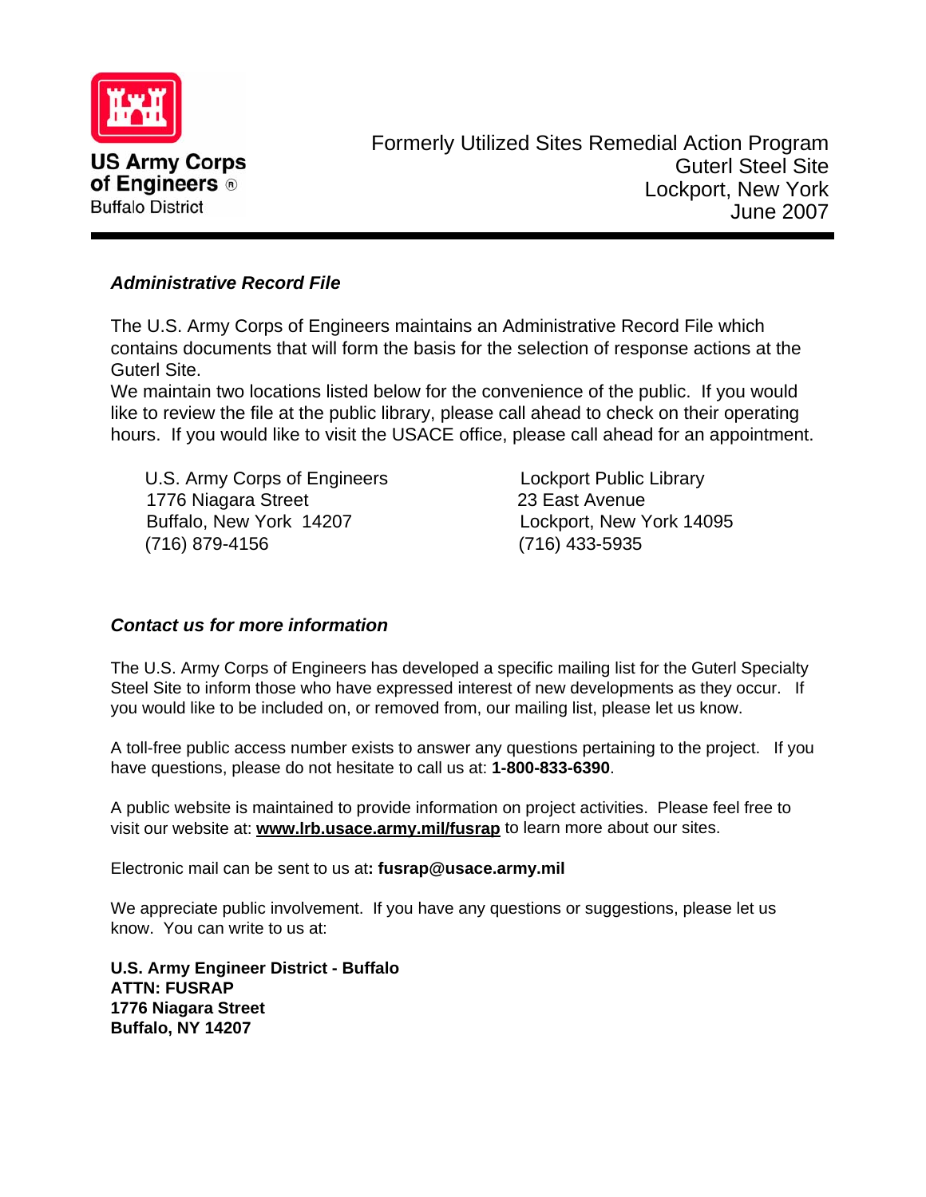US Army Corps of Engineers®
Buffalo District

Formerly Utilized Sites Remedial Action Program
Guterl Steel Site
Lockport, New York
June 2007

---

### *Administrative Record File*

The U.S. Army Corps of Engineers maintains an Administrative Record File which contains documents that will form the basis for the selection of response actions at the Guterl Site.
We maintain two locations listed below for the convenience of the public. If you would like to review the file at the public library, please call ahead to check on their operating hours. If you would like to visit the USACE office, please call ahead for an appointment.

U.S. Army Corps of Engineers
1776 Niagara Street
Buffalo, New York 14207
(716) 879-4156

Lockport Public Library
23 East Avenue
Lockport, New York 14095
(716) 433-5935

### *Contact us for more information*

The U.S. Army Corps of Engineers has developed a specific mailing list for the Guterl Specialty Steel Site to inform those who have expressed interest of new developments as they occur. If you would like to be included on, or removed from, our mailing list, please let us know.

A toll-free public access number exists to answer any questions pertaining to the project. If you have questions, please do not hesitate to call us at: **1-800-833-6390**.

A public website is maintained to provide information on project activities. Please feel free to visit our website at: **www.lrb.usace.army.mil/fusrap** to learn more about our sites.

Electronic mail can be sent to us at**: fusrap@usace.army.mil**

We appreciate public involvement. If you have any questions or suggestions, please let us know. You can write to us at:

**U.S. Army Engineer District - Buffalo**
**ATTN: FUSRAP**
**1776 Niagara Street**
**Buffalo, NY 14207**